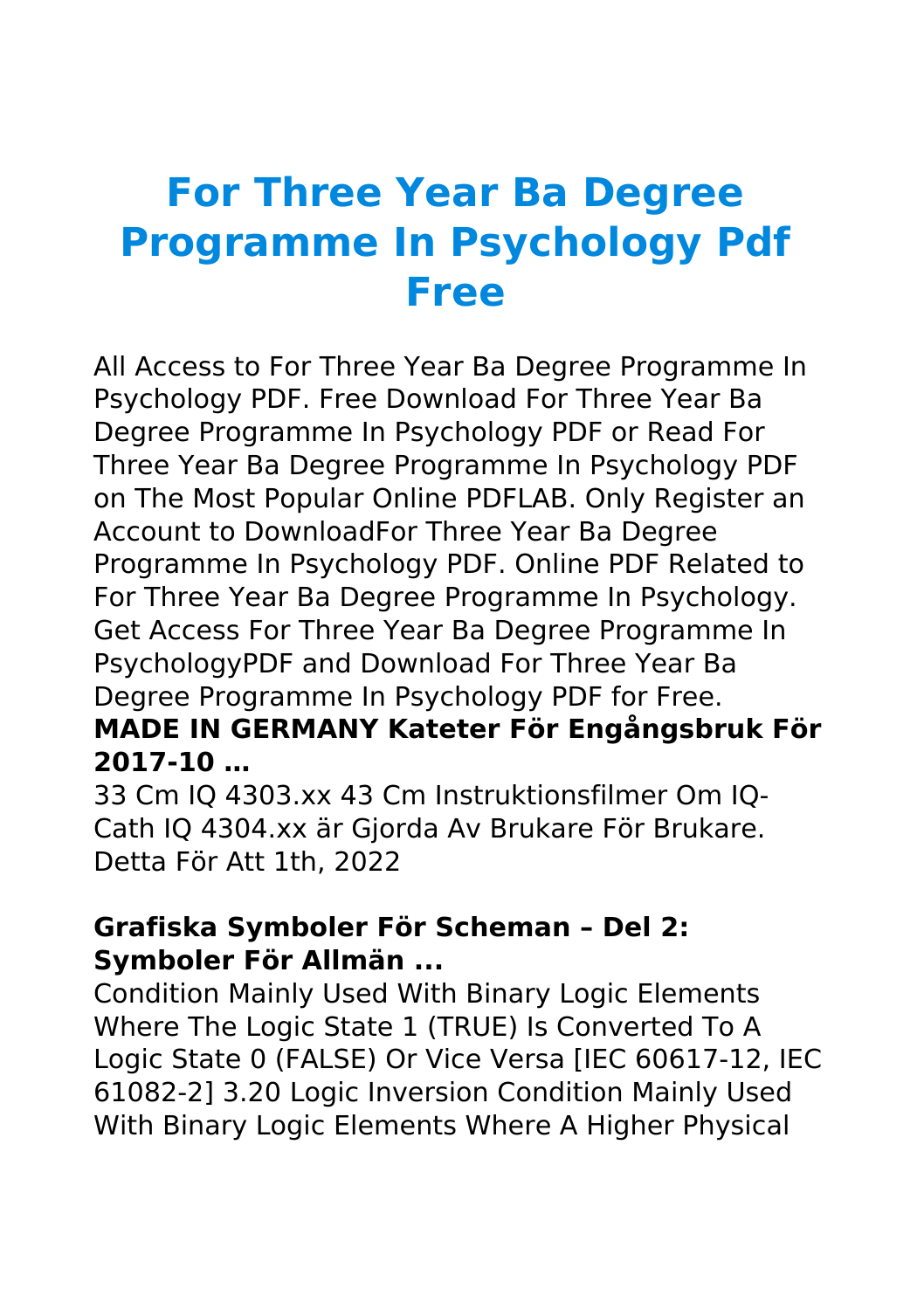# For Three Year Ba Degree Programme In Psychology Pdf Free

All Access to For Three Year Ba Degree Programme In Psychology PDF. Free Download For Three Year Ba Degree Programme In Psychology PDF or Read For Three Year Ba Degree Programme In Psychology PDF on The Most Popular Online PDFLAB. Only Register an Account to DownloadFor Three Year Ba Degree Programme In Psychology PDF. Online PDF Related to For Three Year Ba Degree Programme In Psychology. Get Access For Three Year Ba Degree Programme In PsychologyPDF and Download For Three Year Ba Degree Programme In Psychology PDF for Free.

**MADE IN GERMANY Kateter För Engångsbruk För 2017-10 …**

33 Cm IQ 4303.xx 43 Cm Instruktionsfilmer Om IQ-Cath IQ 4304.xx är Gjorda Av Brukare För Brukare. Detta För Att 1th, 2022

**Grafiska Symboler För Scheman – Del 2: Symboler För Allmän ...**

Condition Mainly Used With Binary Logic Elements Where The Logic State 1 (TRUE) Is Converted To A Logic State 0 (FALSE) Or Vice Versa [IEC 60617-12, IEC 61082-2] 3.20 Logic Inversion Condition Mainly Used With Binary Logic Elements Where A Higher Physical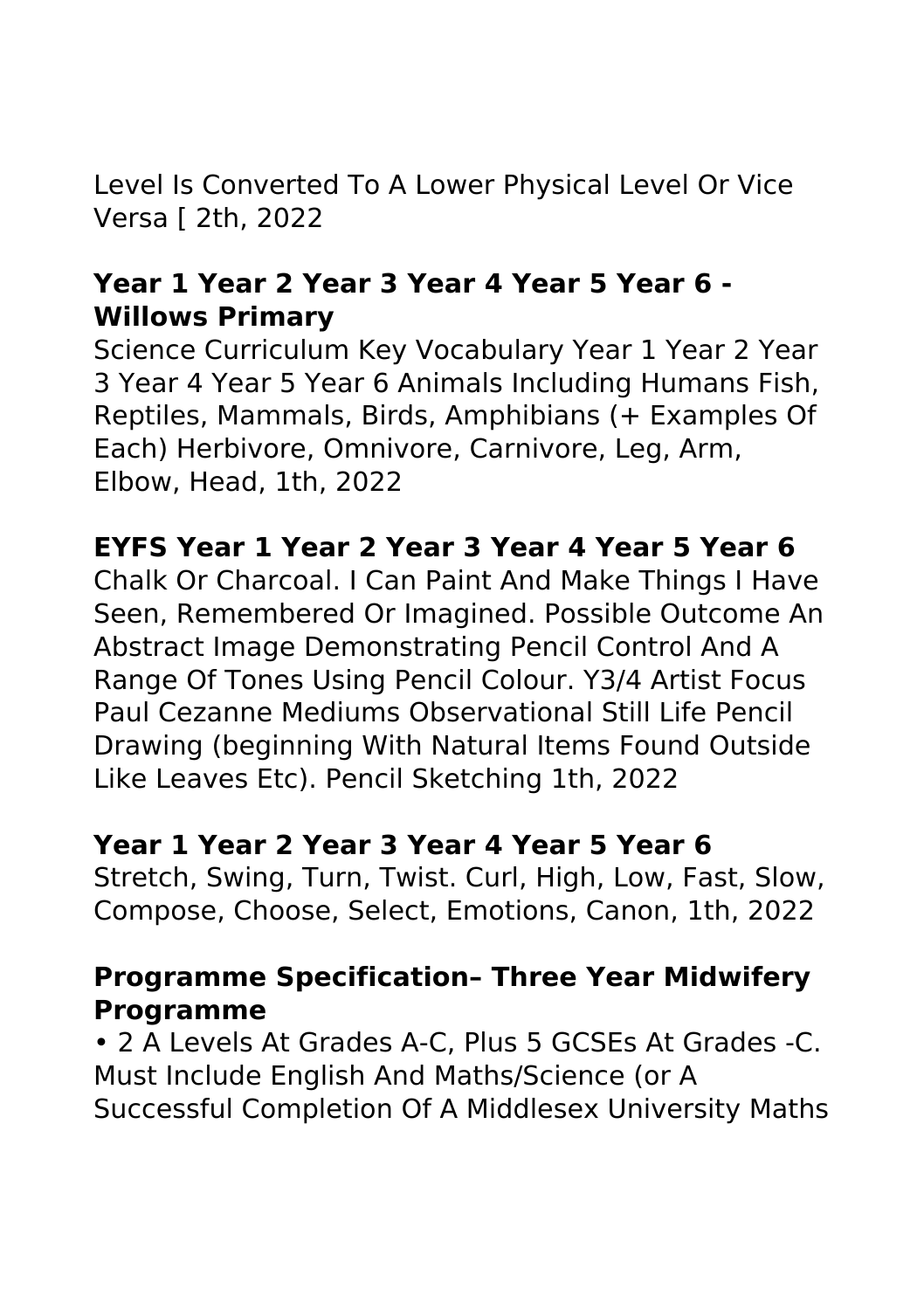Level Is Converted To A Lower Physical Level Or Vice Versa [ 2th, 2022

**Year 1 Year 2 Year 3 Year 4 Year 5 Year 6 - Willows Primary**

Science Curriculum Key Vocabulary Year 1 Year 2 Year 3 Year 4 Year 5 Year 6 Animals Including Humans Fish, Reptiles, Mammals, Birds, Amphibians (+ Examples Of Each) Herbivore, Omnivore, Carnivore, Leg, Arm, Elbow, Head, 1th, 2022

**EYFS Year 1 Year 2 Year 3 Year 4 Year 5 Year 6**

Chalk Or Charcoal. I Can Paint And Make Things I Have Seen, Remembered Or Imagined. Possible Outcome An Abstract Image Demonstrating Pencil Control And A Range Of Tones Using Pencil Colour. Y3/4 Artist Focus Paul Cezanne Mediums Observational Still Life Pencil Drawing (beginning With Natural Items Found Outside Like Leaves Etc). Pencil Sketching 1th, 2022

**Year 1 Year 2 Year 3 Year 4 Year 5 Year 6**

Stretch, Swing, Turn, Twist. Curl, High, Low, Fast, Slow, Compose, Choose, Select, Emotions, Canon, 1th, 2022

**Programme Specification– Three Year Midwifery Programme**

• 2 A Levels At Grades A-C, Plus 5 GCSEs At Grades -C. Must Include English And Maths/Science (or A Successful Completion Of A Middlesex University Maths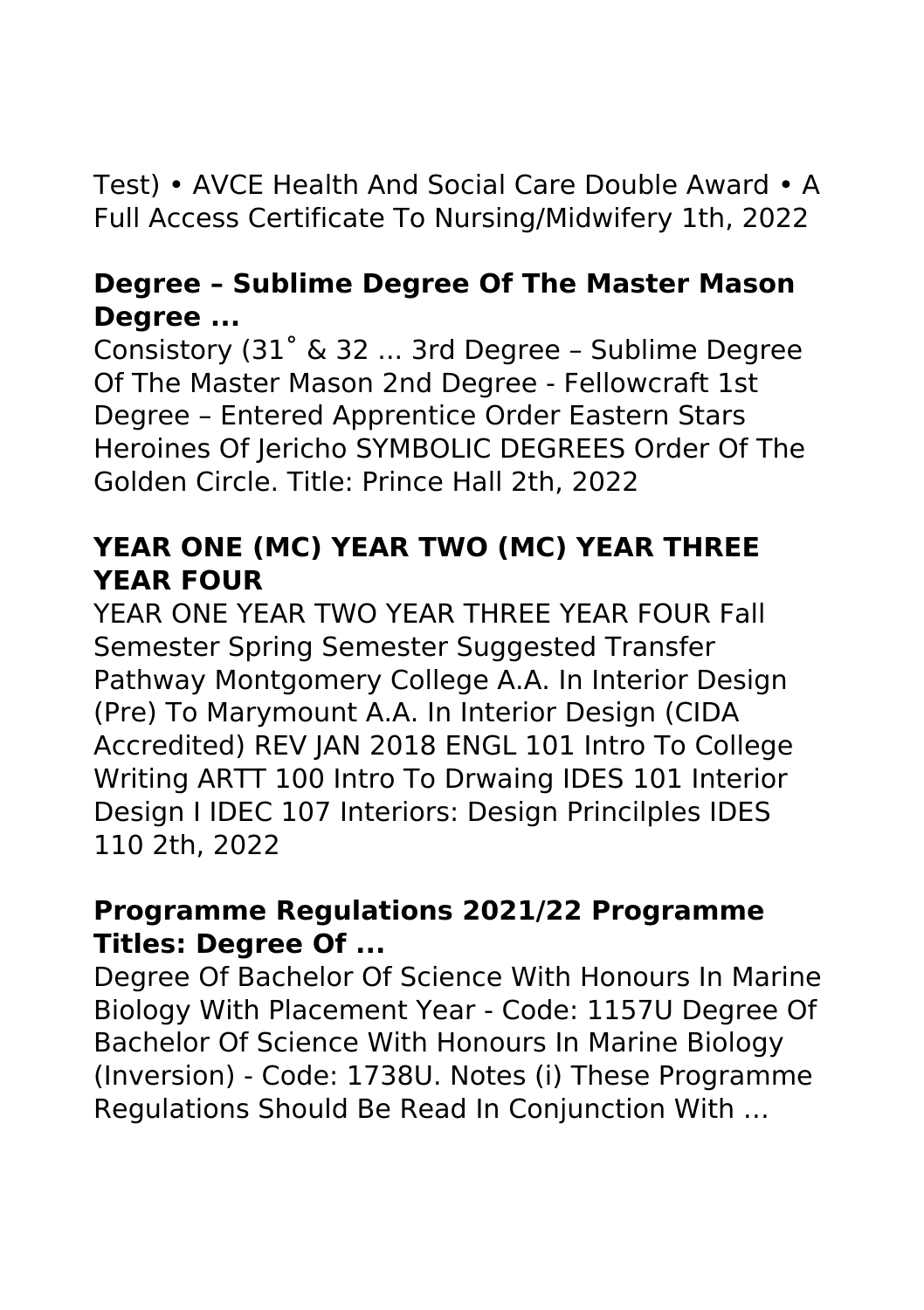Test) • AVCE Health And Social Care Double Award • A Full Access Certificate To Nursing/Midwifery 1th, 2022

### Degree – Sublime Degree Of The Master Mason Degree ...

Consistory (31˚ & 32 ... 3rd Degree – Sublime Degree Of The Master Mason 2nd Degree - Fellowcraft 1st Degree – Entered Apprentice Order Eastern Stars Heroines Of Jericho SYMBOLIC DEGREES Order Of The Golden Circle. Title: Prince Hall 2th, 2022

### YEAR ONE (MC) YEAR TWO (MC) YEAR THREE YEAR FOUR

YEAR ONE YEAR TWO YEAR THREE YEAR FOUR Fall Semester Spring Semester Suggested Transfer Pathway Montgomery College A.A. In Interior Design (Pre) To Marymount A.A. In Interior Design (CIDA Accredited) REV JAN 2018 ENGL 101 Intro To College Writing ARTT 100 Intro To Drwaing IDES 101 Interior Design I IDEC 107 Interiors: Design Princilples IDES 110 2th, 2022

### Programme Regulations 2021/22 Programme Titles: Degree Of ...

Degree Of Bachelor Of Science With Honours In Marine Biology With Placement Year - Code: 1157U Degree Of Bachelor Of Science With Honours In Marine Biology (Inversion) - Code: 1738U. Notes (i) These Programme Regulations Should Be Read In Conjunction With …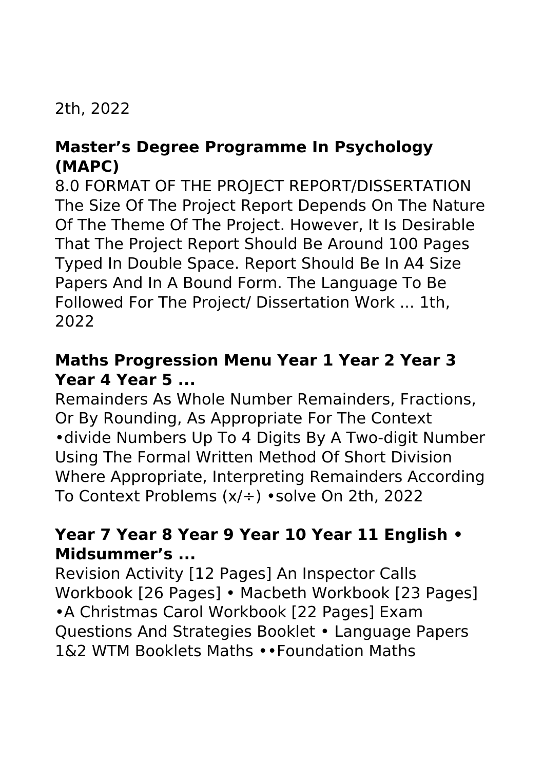2th, 2022

### Master’s Degree Programme In Psychology (MAPC)

8.0 FORMAT OF THE PROJECT REPORT/DISSERTATION The Size Of The Project Report Depends On The Nature Of The Theme Of The Project. However, It Is Desirable That The Project Report Should Be Around 100 Pages Typed In Double Space. Report Should Be In A4 Size Papers And In A Bound Form. The Language To Be Followed For The Project/ Dissertation Work ... 1th, 2022

### Maths Progression Menu Year 1 Year 2 Year 3 Year 4 Year 5 ...

Remainders As Whole Number Remainders, Fractions, Or By Rounding, As Appropriate For The Context •divide Numbers Up To 4 Digits By A Two-digit Number Using The Formal Written Method Of Short Division Where Appropriate, Interpreting Remainders According To Context Problems (x/÷) •solve On 2th, 2022

### Year 7 Year 8 Year 9 Year 10 Year 11 English • Midsummer’s ...

Revision Activity [12 Pages] An Inspector Calls Workbook [26 Pages] • Macbeth Workbook [23 Pages] •A Christmas Carol Workbook [22 Pages] Exam Questions And Strategies Booklet • Language Papers 1&2 WTM Booklets Maths ••Foundation Maths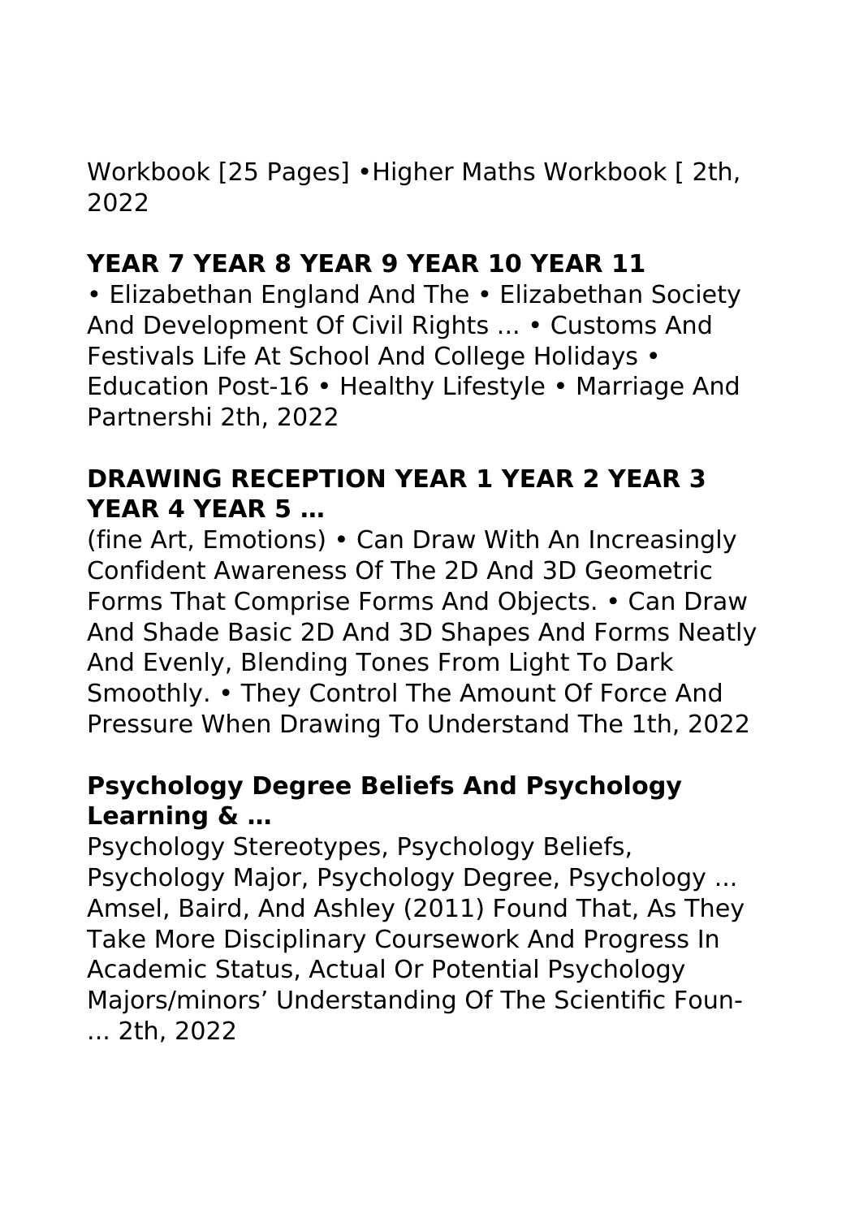Workbook [25 Pages] •Higher Maths Workbook [ 2th, 2022

### YEAR 7 YEAR 8 YEAR 9 YEAR 10 YEAR 11

• Elizabethan England And The • Elizabethan Society And Development Of Civil Rights ... • Customs And Festivals Life At School And College Holidays • Education Post-16 • Healthy Lifestyle • Marriage And Partnershi 2th, 2022

### DRAWING RECEPTION YEAR 1 YEAR 2 YEAR 3 YEAR 4 YEAR 5 …

(fine Art, Emotions) • Can Draw With An Increasingly Confident Awareness Of The 2D And 3D Geometric Forms That Comprise Forms And Objects. • Can Draw And Shade Basic 2D And 3D Shapes And Forms Neatly And Evenly, Blending Tones From Light To Dark Smoothly. • They Control The Amount Of Force And Pressure When Drawing To Understand The 1th, 2022

### Psychology Degree Beliefs And Psychology Learning & …

Psychology Stereotypes, Psychology Beliefs, Psychology Major, Psychology Degree, Psychology ... Amsel, Baird, And Ashley (2011) Found That, As They Take More Disciplinary Coursework And Progress In Academic Status, Actual Or Potential Psychology Majors/minors' Understanding Of The Scientific Foun- ... 2th, 2022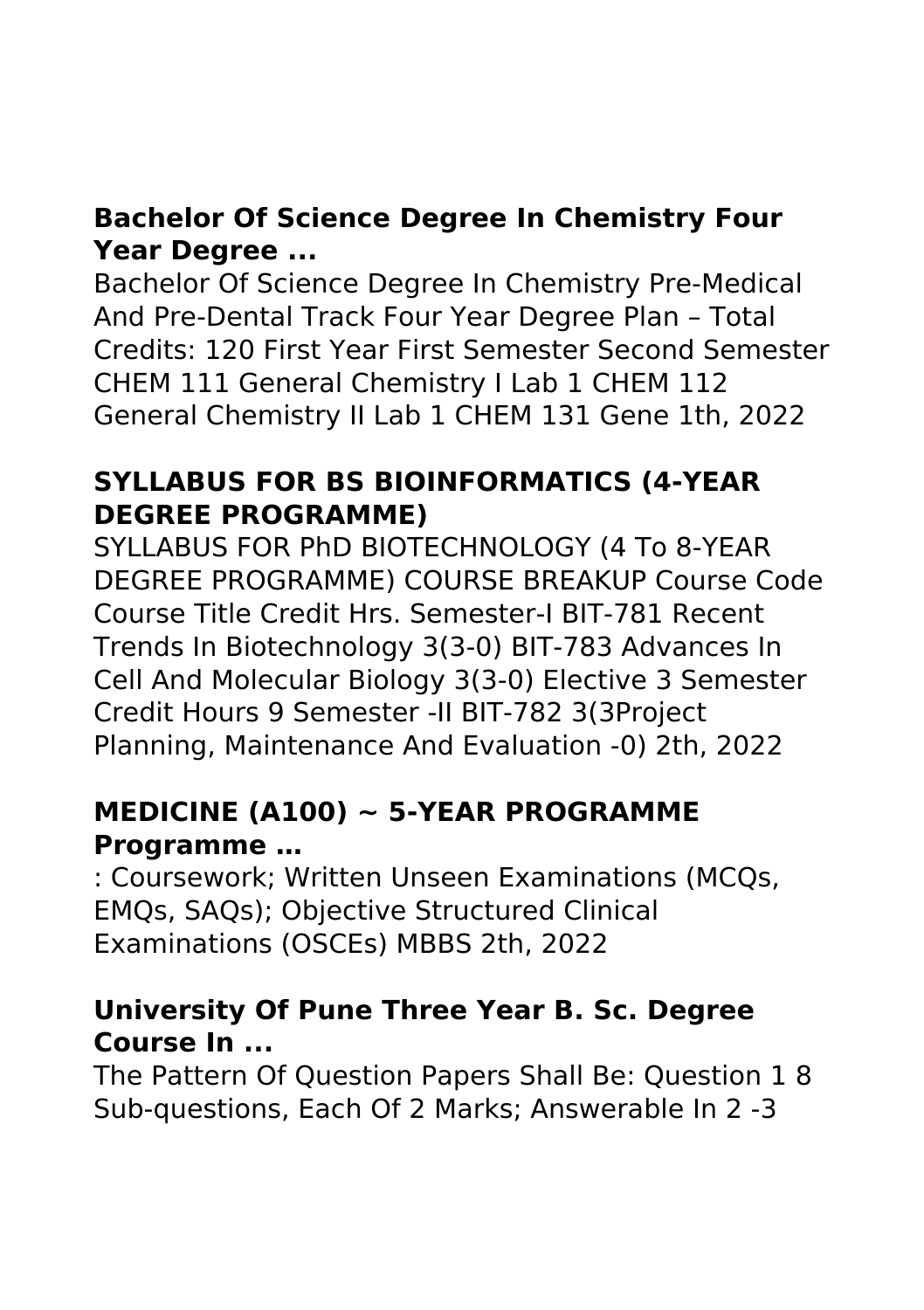**Bachelor Of Science Degree In Chemistry Four Year Degree ...**

Bachelor Of Science Degree In Chemistry Pre-Medical And Pre-Dental Track Four Year Degree Plan – Total Credits: 120 First Year First Semester Second Semester CHEM 111 General Chemistry I Lab 1 CHEM 112 General Chemistry II Lab 1 CHEM 131 Gene 1th, 2022

**SYLLABUS FOR BS BIOINFORMATICS (4-YEAR DEGREE PROGRAMME)**

SYLLABUS FOR PhD BIOTECHNOLOGY (4 To 8-YEAR DEGREE PROGRAMME) COURSE BREAKUP Course Code Course Title Credit Hrs. Semester-I BIT-781 Recent Trends In Biotechnology 3(3-0) BIT-783 Advances In Cell And Molecular Biology 3(3-0) Elective 3 Semester Credit Hours 9 Semester -II BIT-782 3(3Project Planning, Maintenance And Evaluation -0) 2th, 2022

**MEDICINE (A100) ~ 5-YEAR PROGRAMME Programme …**

: Coursework; Written Unseen Examinations (MCQs, EMQs, SAQs); Objective Structured Clinical Examinations (OSCEs) MBBS 2th, 2022

**University Of Pune Three Year B. Sc. Degree Course In ...**

The Pattern Of Question Papers Shall Be: Question 1 8 Sub-questions, Each Of 2 Marks; Answerable In 2 -3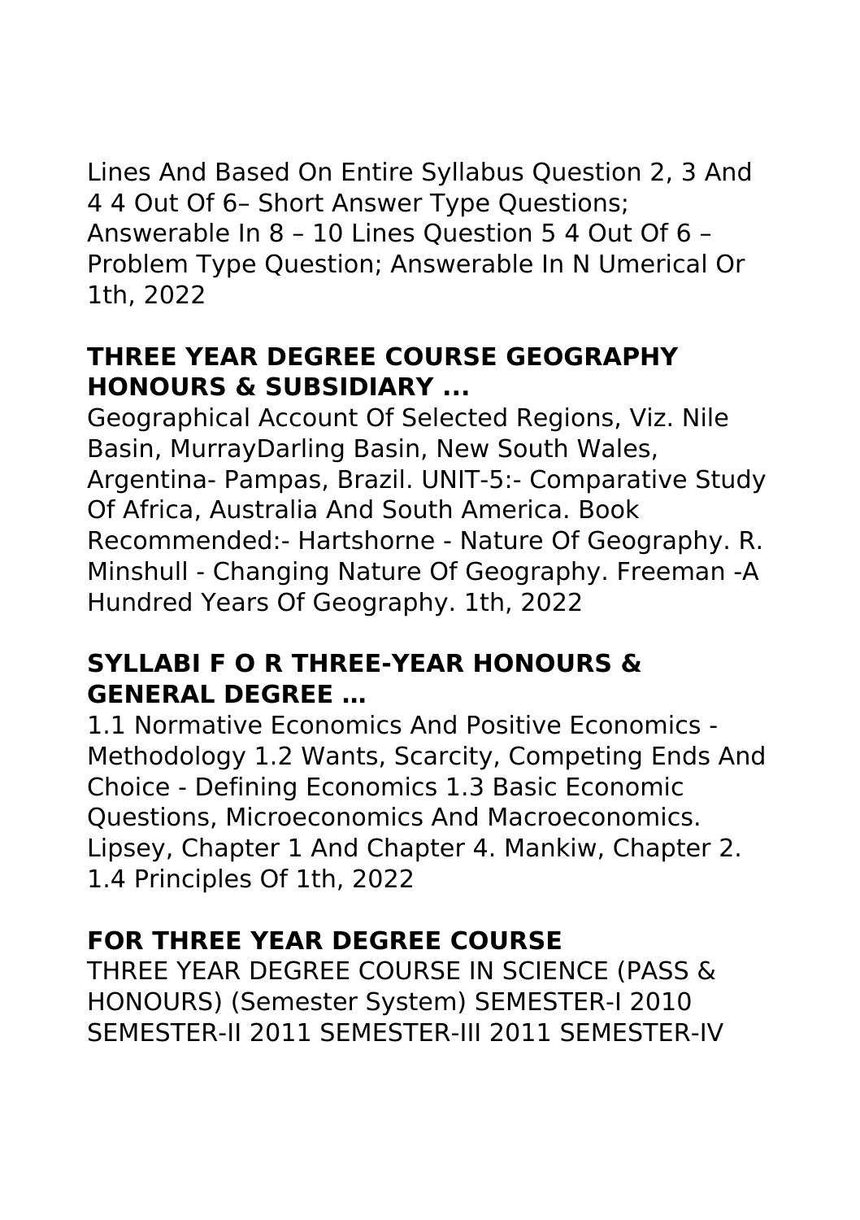Lines And Based On Entire Syllabus Question 2, 3 And 4 4 Out Of 6– Short Answer Type Questions; Answerable In 8 – 10 Lines Question 5 4 Out Of 6 – Problem Type Question; Answerable In N Umerical Or 1th, 2022

### THREE YEAR DEGREE COURSE GEOGRAPHY HONOURS & SUBSIDIARY ...

Geographical Account Of Selected Regions, Viz. Nile Basin, MurrayDarling Basin, New South Wales, Argentina- Pampas, Brazil. UNIT-5:- Comparative Study Of Africa, Australia And South America. Book Recommended:- Hartshorne - Nature Of Geography. R. Minshull - Changing Nature Of Geography. Freeman -A Hundred Years Of Geography. 1th, 2022

### SYLLABI F O R THREE-YEAR HONOURS & GENERAL DEGREE …

1.1 Normative Economics And Positive Economics - Methodology 1.2 Wants, Scarcity, Competing Ends And Choice - Defining Economics 1.3 Basic Economic Questions, Microeconomics And Macroeconomics. Lipsey, Chapter 1 And Chapter 4. Mankiw, Chapter 2. 1.4 Principles Of 1th, 2022

### FOR THREE YEAR DEGREE COURSE

THREE YEAR DEGREE COURSE IN SCIENCE (PASS & HONOURS) (Semester System) SEMESTER-I 2010 SEMESTER-II 2011 SEMESTER-III 2011 SEMESTER-IV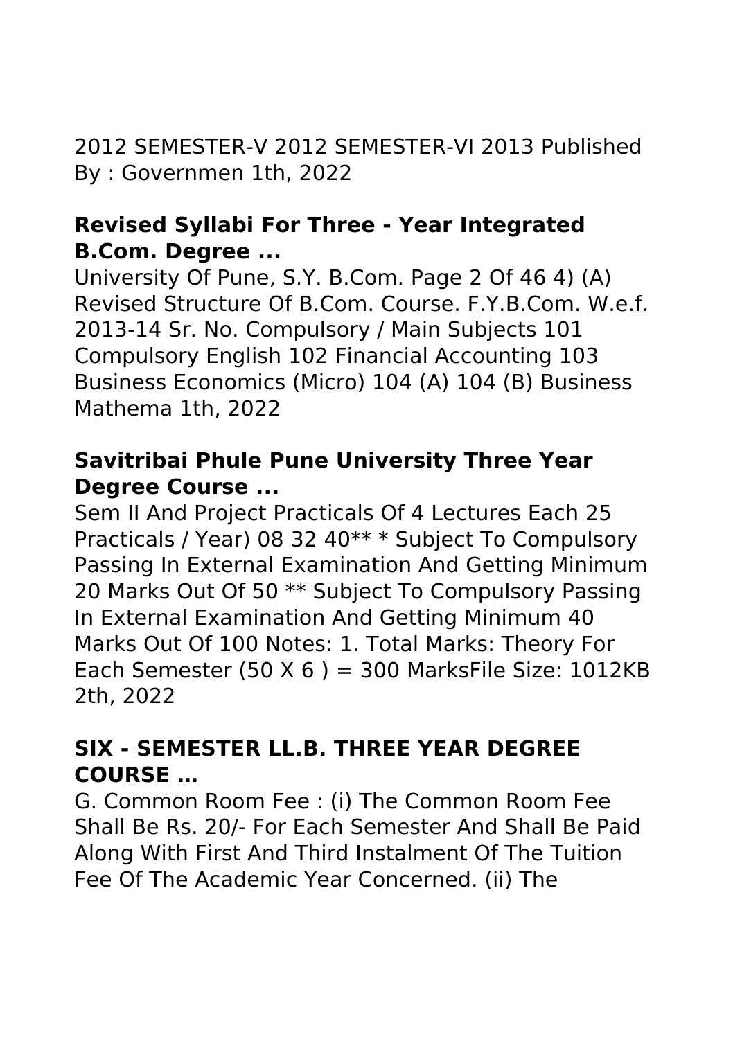2012 SEMESTER-V 2012 SEMESTER-VI 2013 Published By : Governmen 1th, 2022

### Revised Syllabi For Three - Year Integrated B.Com. Degree ...

University Of Pune, S.Y. B.Com. Page 2 Of 46 4) (A) Revised Structure Of B.Com. Course. F.Y.B.Com. W.e.f. 2013-14 Sr. No. Compulsory / Main Subjects 101 Compulsory English 102 Financial Accounting 103 Business Economics (Micro) 104 (A) 104 (B) Business Mathema 1th, 2022

### Savitribai Phule Pune University Three Year Degree Course ...

Sem II And Project Practicals Of 4 Lectures Each 25 Practicals / Year) 08 32 40** * Subject To Compulsory Passing In External Examination And Getting Minimum 20 Marks Out Of 50 ** Subject To Compulsory Passing In External Examination And Getting Minimum 40 Marks Out Of 100 Notes: 1. Total Marks: Theory For Each Semester (50 X 6 ) = 300 MarksFile Size: 1012KB 2th, 2022

### SIX - SEMESTER LL.B. THREE YEAR DEGREE COURSE …

G. Common Room Fee : (i) The Common Room Fee Shall Be Rs. 20/- For Each Semester And Shall Be Paid Along With First And Third Instalment Of The Tuition Fee Of The Academic Year Concerned. (ii) The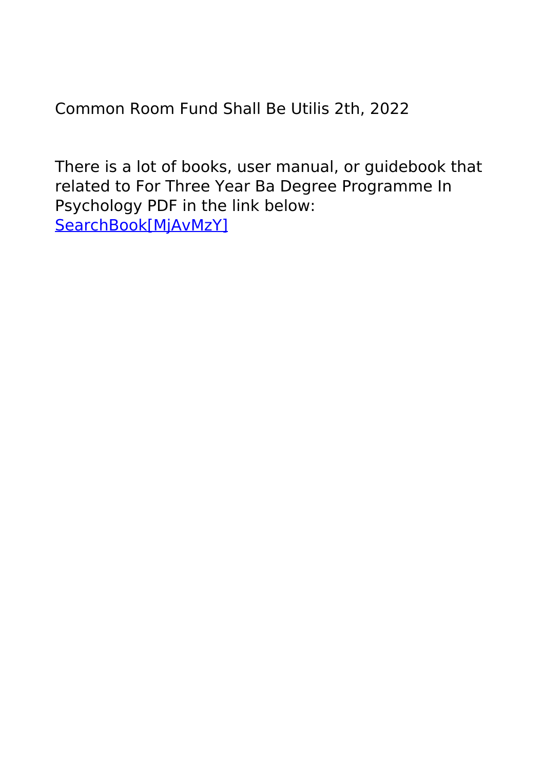Common Room Fund Shall Be Utilis 2th, 2022

There is a lot of books, user manual, or guidebook that related to For Three Year Ba Degree Programme In Psychology PDF in the link below:
[SearchBook[MjAvMzY]]()